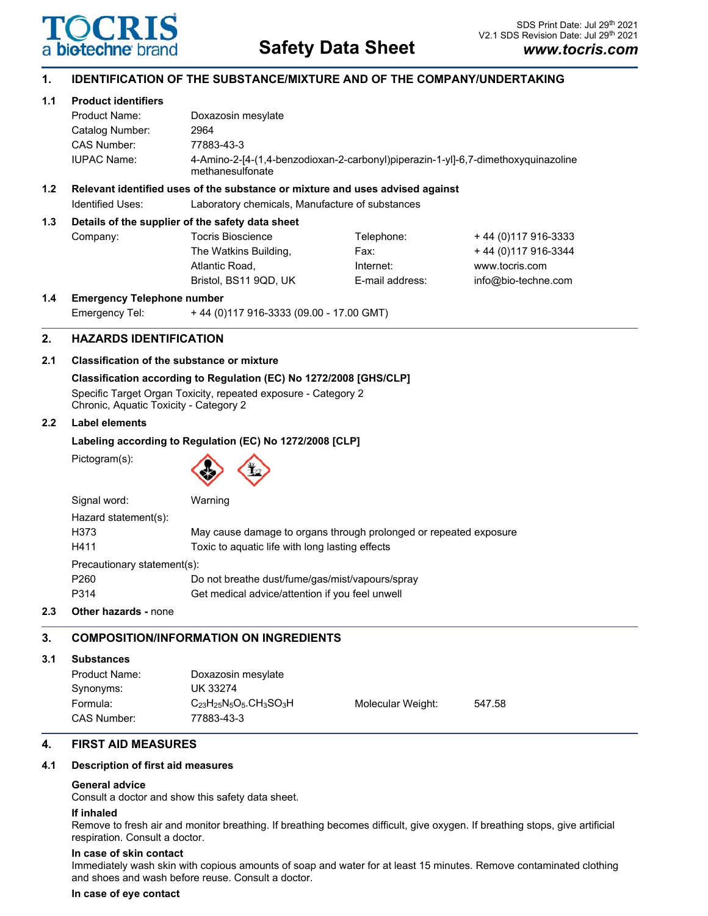# Safety Data Sheet

SDS Print Date: Jul 29th 2021
V2.1 SDS Revision Date: Jul 29th 2021
*www.tocris.com*

## 1. IDENTIFICATION OF THE SUBSTANCE/MIXTURE AND OF THE COMPANY/UNDERTAKING

### 1.1 Product identifiers

| | |
|---|---|
| Product Name: | Doxazosin mesylate |
| Catalog Number: | 2964 |
| CAS Number: | 77883-43-3 |
| IUPAC Name: | 4-Amino-2-[4-(1,4-benzodioxan-2-carbonyl)piperazin-1-yl]-6,7-dimethoxyquinazoline methanesulfonate |

### 1.2 Relevant identified uses of the substance or mixture and uses advised against

Identified Uses: Laboratory chemicals, Manufacture of substances

### 1.3 Details of the supplier of the safety data sheet

| | | | |
|---|---|---|---|
| Company: | Tocris Bioscience | Telephone: | + 44 (0)117 916-3333 |
| | The Watkins Building, | Fax: | + 44 (0)117 916-3344 |
| | Atlantic Road, | Internet: | www.tocris.com |
| | Bristol, BS11 9QD, UK | E-mail address: | info@bio-techne.com |

### 1.4 Emergency Telephone number

Emergency Tel: + 44 (0)117 916-3333 (09.00 - 17.00 GMT)

## 2. HAZARDS IDENTIFICATION

### 2.1 Classification of the substance or mixture

**Classification according to Regulation (EC) No 1272/2008 [GHS/CLP]**

Specific Target Organ Toxicity, repeated exposure - Category 2
Chronic, Aquatic Toxicity - Category 2

### 2.2 Label elements

**Labeling according to Regulation (EC) No 1272/2008 [CLP]**

Pictogram(s):

Signal word: Warning

Hazard statement(s):

| | |
|---|---|
| H373 | May cause damage to organs through prolonged or repeated exposure |
| H411 | Toxic to aquatic life with long lasting effects |

Precautionary statement(s):

| | |
|---|---|
| P260 | Do not breathe dust/fume/gas/mist/vapours/spray |
| P314 | Get medical advice/attention if you feel unwell |

### 2.3 Other hazards - none

## 3. COMPOSITION/INFORMATION ON INGREDIENTS

### 3.1 Substances

| | | | |
|---|---|---|---|
| Product Name: | Doxazosin mesylate | | |
| Synonyms: | UK 33274 | | |
| Formula: | $C_{23}H_{25}N_5O_5.CH_3SO_3H$ | Molecular Weight: | 547.58 |
| CAS Number: | 77883-43-3 | | |

## 4. FIRST AID MEASURES

### 4.1 Description of first aid measures

**General advice**
Consult a doctor and show this safety data sheet.

**If inhaled**
Remove to fresh air and monitor breathing. If breathing becomes difficult, give oxygen. If breathing stops, give artificial respiration. Consult a doctor.

**In case of skin contact**
Immediately wash skin with copious amounts of soap and water for at least 15 minutes. Remove contaminated clothing and shoes and wash before reuse. Consult a doctor.

**In case of eye contact**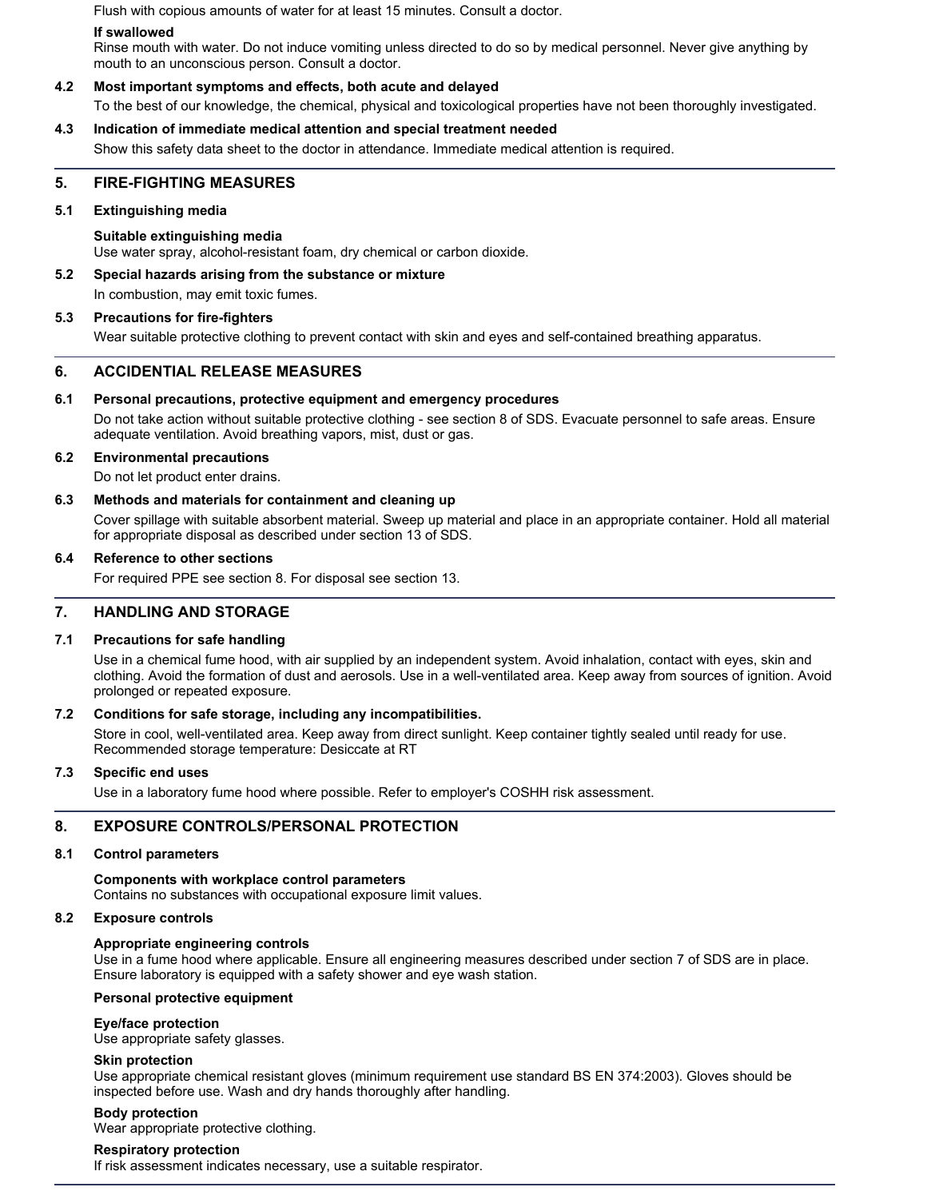Flush with copious amounts of water for at least 15 minutes. Consult a doctor.

**If swallowed**

Rinse mouth with water. Do not induce vomiting unless directed to do so by medical personnel. Never give anything by mouth to an unconscious person. Consult a doctor.

### 4.2 Most important symptoms and effects, both acute and delayed

To the best of our knowledge, the chemical, physical and toxicological properties have not been thoroughly investigated.

### 4.3 Indication of immediate medical attention and special treatment needed

Show this safety data sheet to the doctor in attendance. Immediate medical attention is required.

## 5. FIRE-FIGHTING MEASURES

### 5.1 Extinguishing media

**Suitable extinguishing media**

Use water spray, alcohol-resistant foam, dry chemical or carbon dioxide.

### 5.2 Special hazards arising from the substance or mixture

In combustion, may emit toxic fumes.

### 5.3 Precautions for fire-fighters

Wear suitable protective clothing to prevent contact with skin and eyes and self-contained breathing apparatus.

## 6. ACCIDENTIAL RELEASE MEASURES

### 6.1 Personal precautions, protective equipment and emergency procedures

Do not take action without suitable protective clothing - see section 8 of SDS. Evacuate personnel to safe areas. Ensure adequate ventilation. Avoid breathing vapors, mist, dust or gas.

### 6.2 Environmental precautions

Do not let product enter drains.

### 6.3 Methods and materials for containment and cleaning up

Cover spillage with suitable absorbent material. Sweep up material and place in an appropriate container. Hold all material for appropriate disposal as described under section 13 of SDS.

### 6.4 Reference to other sections

For required PPE see section 8. For disposal see section 13.

## 7. HANDLING AND STORAGE

### 7.1 Precautions for safe handling

Use in a chemical fume hood, with air supplied by an independent system. Avoid inhalation, contact with eyes, skin and clothing. Avoid the formation of dust and aerosols. Use in a well-ventilated area. Keep away from sources of ignition. Avoid prolonged or repeated exposure.

### 7.2 Conditions for safe storage, including any incompatibilities.

Store in cool, well-ventilated area. Keep away from direct sunlight. Keep container tightly sealed until ready for use. Recommended storage temperature: Desiccate at RT

### 7.3 Specific end uses

Use in a laboratory fume hood where possible. Refer to employer's COSHH risk assessment.

## 8. EXPOSURE CONTROLS/PERSONAL PROTECTION

### 8.1 Control parameters

**Components with workplace control parameters**

Contains no substances with occupational exposure limit values.

### 8.2 Exposure controls

**Appropriate engineering controls**

Use in a fume hood where applicable. Ensure all engineering measures described under section 7 of SDS are in place. Ensure laboratory is equipped with a safety shower and eye wash station.

**Personal protective equipment**

**Eye/face protection**

Use appropriate safety glasses.

**Skin protection**

Use appropriate chemical resistant gloves (minimum requirement use standard BS EN 374:2003). Gloves should be inspected before use. Wash and dry hands thoroughly after handling.

**Body protection**

Wear appropriate protective clothing.

**Respiratory protection**

If risk assessment indicates necessary, use a suitable respirator.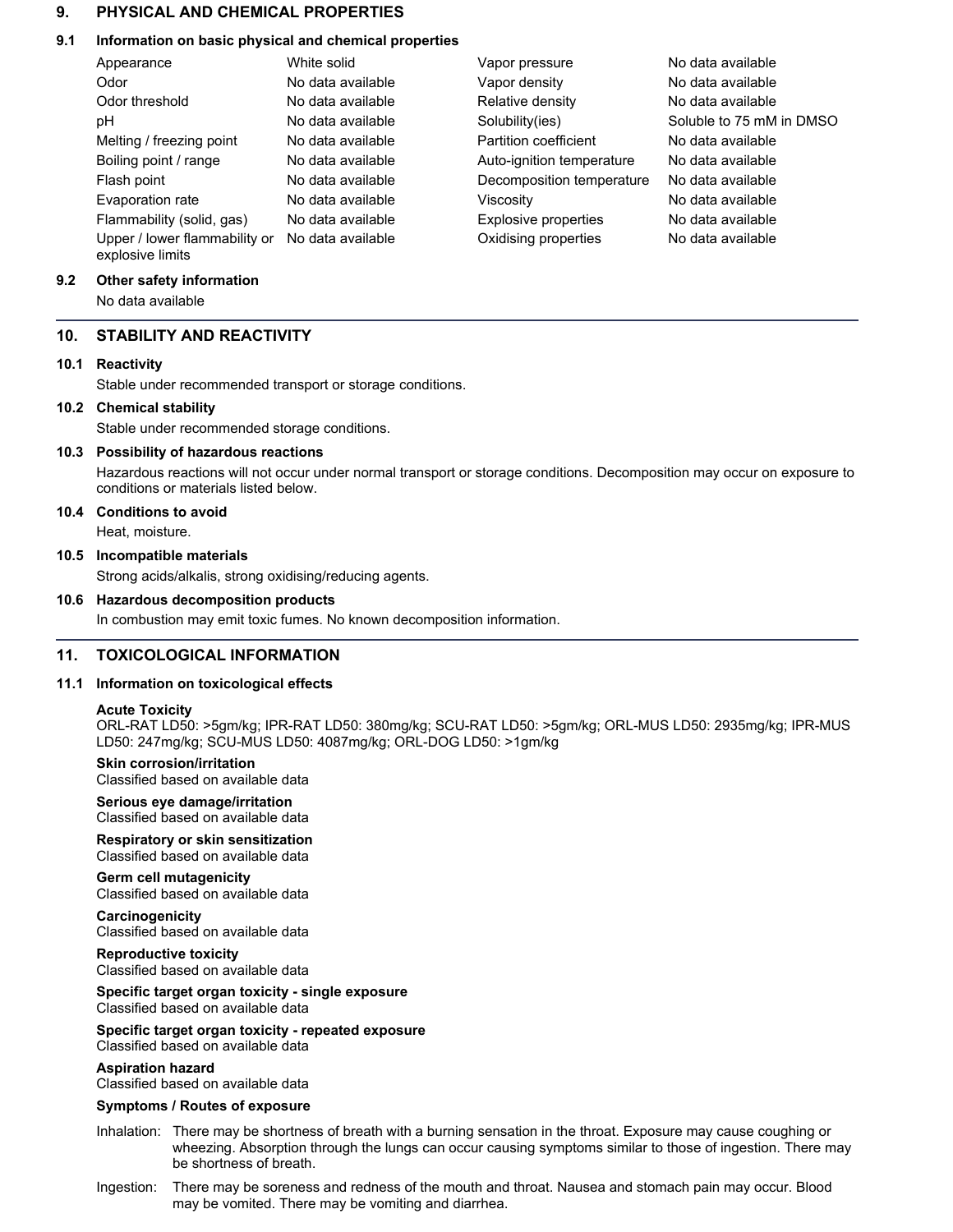## 9. PHYSICAL AND CHEMICAL PROPERTIES

### 9.1 Information on basic physical and chemical properties

| | | | |
|---|---|---|---|
| Appearance | White solid | Vapor pressure | No data available |
| Odor | No data available | Vapor density | No data available |
| Odor threshold | No data available | Relative density | No data available |
| pH | No data available | Solubility(ies) | Soluble to 75 mM in DMSO |
| Melting / freezing point | No data available | Partition coefficient | No data available |
| Boiling point / range | No data available | Auto-ignition temperature | No data available |
| Flash point | No data available | Decomposition temperature | No data available |
| Evaporation rate | No data available | Viscosity | No data available |
| Flammability (solid, gas) | No data available | Explosive properties | No data available |
| Upper / lower flammability or explosive limits | No data available | Oxidising properties | No data available |

### 9.2 Other safety information

No data available

## 10. STABILITY AND REACTIVITY

### 10.1 Reactivity

Stable under recommended transport or storage conditions.

### 10.2 Chemical stability

Stable under recommended storage conditions.

### 10.3 Possibility of hazardous reactions

Hazardous reactions will not occur under normal transport or storage conditions. Decomposition may occur on exposure to conditions or materials listed below.

### 10.4 Conditions to avoid

Heat, moisture.

### 10.5 Incompatible materials

Strong acids/alkalis, strong oxidising/reducing agents.

### 10.6 Hazardous decomposition products

In combustion may emit toxic fumes. No known decomposition information.

## 11. TOXICOLOGICAL INFORMATION

### 11.1 Information on toxicological effects

**Acute Toxicity**
ORL-RAT LD50: >5gm/kg; IPR-RAT LD50: 380mg/kg; SCU-RAT LD50: >5gm/kg; ORL-MUS LD50: 2935mg/kg; IPR-MUS LD50: 247mg/kg; SCU-MUS LD50: 4087mg/kg; ORL-DOG LD50: >1gm/kg

**Skin corrosion/irritation**
Classified based on available data

**Serious eye damage/irritation**
Classified based on available data

**Respiratory or skin sensitization**
Classified based on available data

**Germ cell mutagenicity**
Classified based on available data

**Carcinogenicity**
Classified based on available data

**Reproductive toxicity**
Classified based on available data

**Specific target organ toxicity - single exposure**
Classified based on available data

**Specific target organ toxicity - repeated exposure**
Classified based on available data

**Aspiration hazard**
Classified based on available data

**Symptoms / Routes of exposure**

Inhalation: There may be shortness of breath with a burning sensation in the throat. Exposure may cause coughing or wheezing. Absorption through the lungs can occur causing symptoms similar to those of ingestion. There may be shortness of breath.

Ingestion: There may be soreness and redness of the mouth and throat. Nausea and stomach pain may occur. Blood may be vomited. There may be vomiting and diarrhea.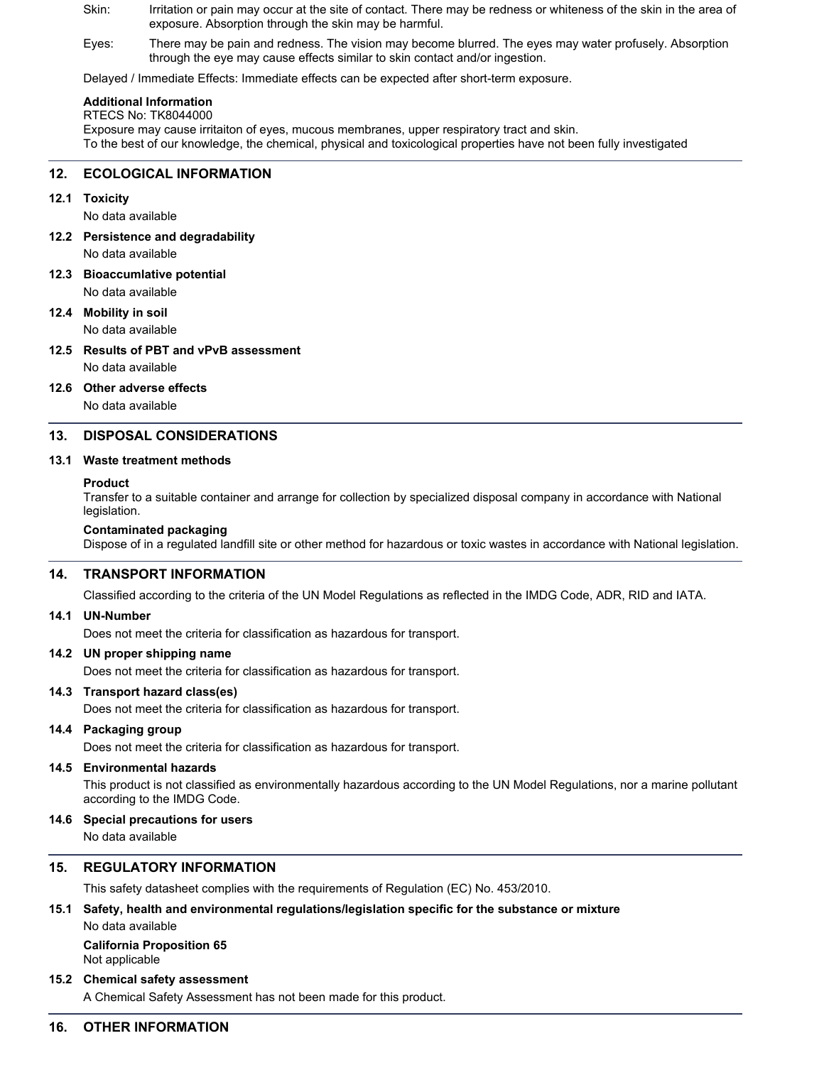Skin: Irritation or pain may occur at the site of contact. There may be redness or whiteness of the skin in the area of exposure. Absorption through the skin may be harmful.

Eyes: There may be pain and redness. The vision may become blurred. The eyes may water profusely. Absorption through the eye may cause effects similar to skin contact and/or ingestion.

Delayed / Immediate Effects: Immediate effects can be expected after short-term exposure.

**Additional Information**
RTECS No: TK8044000
Exposure may cause irritaiton of eyes, mucous membranes, upper respiratory tract and skin.
To the best of our knowledge, the chemical, physical and toxicological properties have not been fully investigated

## 12. ECOLOGICAL INFORMATION

### 12.1 Toxicity

No data available

### 12.2 Persistence and degradability

No data available

### 12.3 Bioaccumlative potential

No data available

### 12.4 Mobility in soil

No data available

### 12.5 Results of PBT and vPvB assessment

No data available

### 12.6 Other adverse effects

No data available

## 13. DISPOSAL CONSIDERATIONS

### 13.1 Waste treatment methods

**Product**
Transfer to a suitable container and arrange for collection by specialized disposal company in accordance with National legislation.

**Contaminated packaging**
Dispose of in a regulated landfill site or other method for hazardous or toxic wastes in accordance with National legislation.

## 14. TRANSPORT INFORMATION

Classified according to the criteria of the UN Model Regulations as reflected in the IMDG Code, ADR, RID and IATA.

### 14.1 UN-Number

Does not meet the criteria for classification as hazardous for transport.

### 14.2 UN proper shipping name

Does not meet the criteria for classification as hazardous for transport.

### 14.3 Transport hazard class(es)

Does not meet the criteria for classification as hazardous for transport.

### 14.4 Packaging group

Does not meet the criteria for classification as hazardous for transport.

### 14.5 Environmental hazards

This product is not classified as environmentally hazardous according to the UN Model Regulations, nor a marine pollutant according to the IMDG Code.

### 14.6 Special precautions for users

No data available

## 15. REGULATORY INFORMATION

This safety datasheet complies with the requirements of Regulation (EC) No. 453/2010.

### 15.1 Safety, health and environmental regulations/legislation specific for the substance or mixture

No data available

**California Proposition 65**
Not applicable

### 15.2 Chemical safety assessment

A Chemical Safety Assessment has not been made for this product.

## 16. OTHER INFORMATION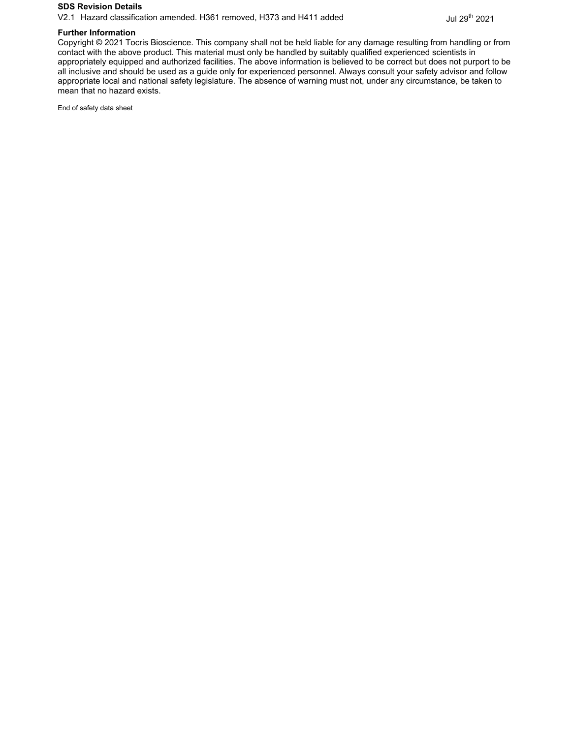**SDS Revision Details**

V2.1 Hazard classification amended. H361 removed, H373 and H411 added Jul 29th 2021

**Further Information**

Copyright © 2021 Tocris Bioscience. This company shall not be held liable for any damage resulting from handling or from contact with the above product. This material must only be handled by suitably qualified experienced scientists in appropriately equipped and authorized facilities. The above information is believed to be correct but does not purport to be all inclusive and should be used as a guide only for experienced personnel. Always consult your safety advisor and follow appropriate local and national safety legislature. The absence of warning must not, under any circumstance, be taken to mean that no hazard exists.

End of safety data sheet